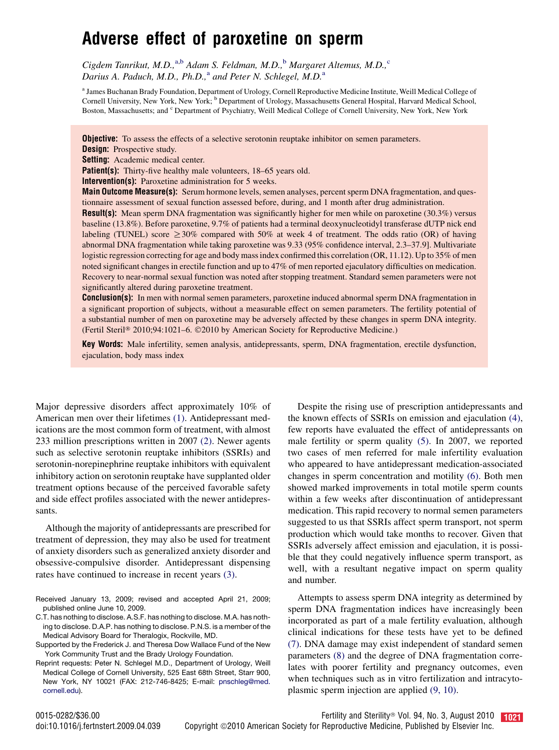# Adverse effect of paroxetine on sperm

*Cigdem Tanrikut, M.D.,*[a,b] *Adam S. Feldman, M.D.,*[b] *Margaret Altemus, M.D.,*[c] *Darius A. Paduch, M.D., Ph.D.,*[a] *and Peter N. Schlegel, M.D.*[a]

[a] James Buchanan Brady Foundation, Department of Urology, Cornell Reproductive Medicine Institute, Weill Medical College of Cornell University, New York, New York; [b] Department of Urology, Massachusetts General Hospital, Harvard Medical School, Boston, Massachusetts; and [c] Department of Psychiatry, Weill Medical College of Cornell University, New York, New York

**Objective:** To assess the effects of a selective serotonin reuptake inhibitor on semen parameters.
**Design:** Prospective study.
**Setting:** Academic medical center.
**Patient(s):** Thirty-five healthy male volunteers, 18–65 years old.
**Intervention(s):** Paroxetine administration for 5 weeks.
**Main Outcome Measure(s):** Serum hormone levels, semen analyses, percent sperm DNA fragmentation, and questionnaire assessment of sexual function assessed before, during, and 1 month after drug administration.
**Result(s):** Mean sperm DNA fragmentation was significantly higher for men while on paroxetine (30.3%) versus baseline (13.8%). Before paroxetine, 9.7% of patients had a terminal deoxynucleotidyl transferase dUTP nick end labeling (TUNEL) score $\geq$30% compared with 50% at week 4 of treatment. The odds ratio (OR) of having abnormal DNA fragmentation while taking paroxetine was 9.33 (95% confidence interval, 2.3–37.9]. Multivariate logistic regression correcting for age and body mass index confirmed this correlation (OR, 11.12). Up to 35% of men noted significant changes in erectile function and up to 47% of men reported ejaculatory difficulties on medication. Recovery to near-normal sexual function was noted after stopping treatment. Standard semen parameters were not significantly altered during paroxetine treatment.
**Conclusion(s):** In men with normal semen parameters, paroxetine induced abnormal sperm DNA fragmentation in a significant proportion of subjects, without a measurable effect on semen parameters. The fertility potential of a substantial number of men on paroxetine may be adversely affected by these changes in sperm DNA integrity. (Fertil Steril® 2010;94:1021–6. ©2010 by American Society for Reproductive Medicine.)

**Key Words:** Male infertility, semen analysis, antidepressants, sperm, DNA fragmentation, erectile dysfunction, ejaculation, body mass index

Major depressive disorders affect approximately 10% of American men over their lifetimes (1). Antidepressant medications are the most common form of treatment, with almost 233 million prescriptions written in 2007 (2). Newer agents such as selective serotonin reuptake inhibitors (SSRIs) and serotonin-norepinephrine reuptake inhibitors with equivalent inhibitory action on serotonin reuptake have supplanted older treatment options because of the perceived favorable safety and side effect profiles associated with the newer antidepressants.

Although the majority of antidepressants are prescribed for treatment of depression, they may also be used for treatment of anxiety disorders such as generalized anxiety disorder and obsessive-compulsive disorder. Antidepressant dispensing rates have continued to increase in recent years (3).

Despite the rising use of prescription antidepressants and the known effects of SSRIs on emission and ejaculation (4), few reports have evaluated the effect of antidepressants on male fertility or sperm quality (5). In 2007, we reported two cases of men referred for male infertility evaluation who appeared to have antidepressant medication-associated changes in sperm concentration and motility (6). Both men showed marked improvements in total motile sperm counts within a few weeks after discontinuation of antidepressant medication. This rapid recovery to normal semen parameters suggested to us that SSRIs affect sperm transport, not sperm production which would take months to recover. Given that SSRIs adversely affect emission and ejaculation, it is possible that they could negatively influence sperm transport, as well, with a resultant negative impact on sperm quality and number.

Attempts to assess sperm DNA integrity as determined by sperm DNA fragmentation indices have increasingly been incorporated as part of a male fertility evaluation, although clinical indications for these tests have yet to be defined (7). DNA damage may exist independent of standard semen parameters (8) and the degree of DNA fragmentation correlates with poorer fertility and pregnancy outcomes, even when techniques such as in vitro fertilization and intracytoplasmic sperm injection are applied (9, 10).

Received January 13, 2009; revised and accepted April 21, 2009; published online June 10, 2009.

C.T. has nothing to disclose. A.S.F. has nothing to disclose. M.A. has nothing to disclose. D.A.P. has nothing to disclose. P.N.S. is a member of the Medical Advisory Board for Theralogix, Rockville, MD.

Supported by the Frederick J. and Theresa Dow Wallace Fund of the New York Community Trust and the Brady Urology Foundation.

Reprint requests: Peter N. Schlegel M.D., Department of Urology, Weill Medical College of Cornell University, 525 East 68th Street, Starr 900, New York, NY 10021 (FAX: 212-746-8425; E-mail: pnschleg@med.cornell.edu).

0015-0282/$36.00
doi:10.1016/j.fertnstert.2009.04.039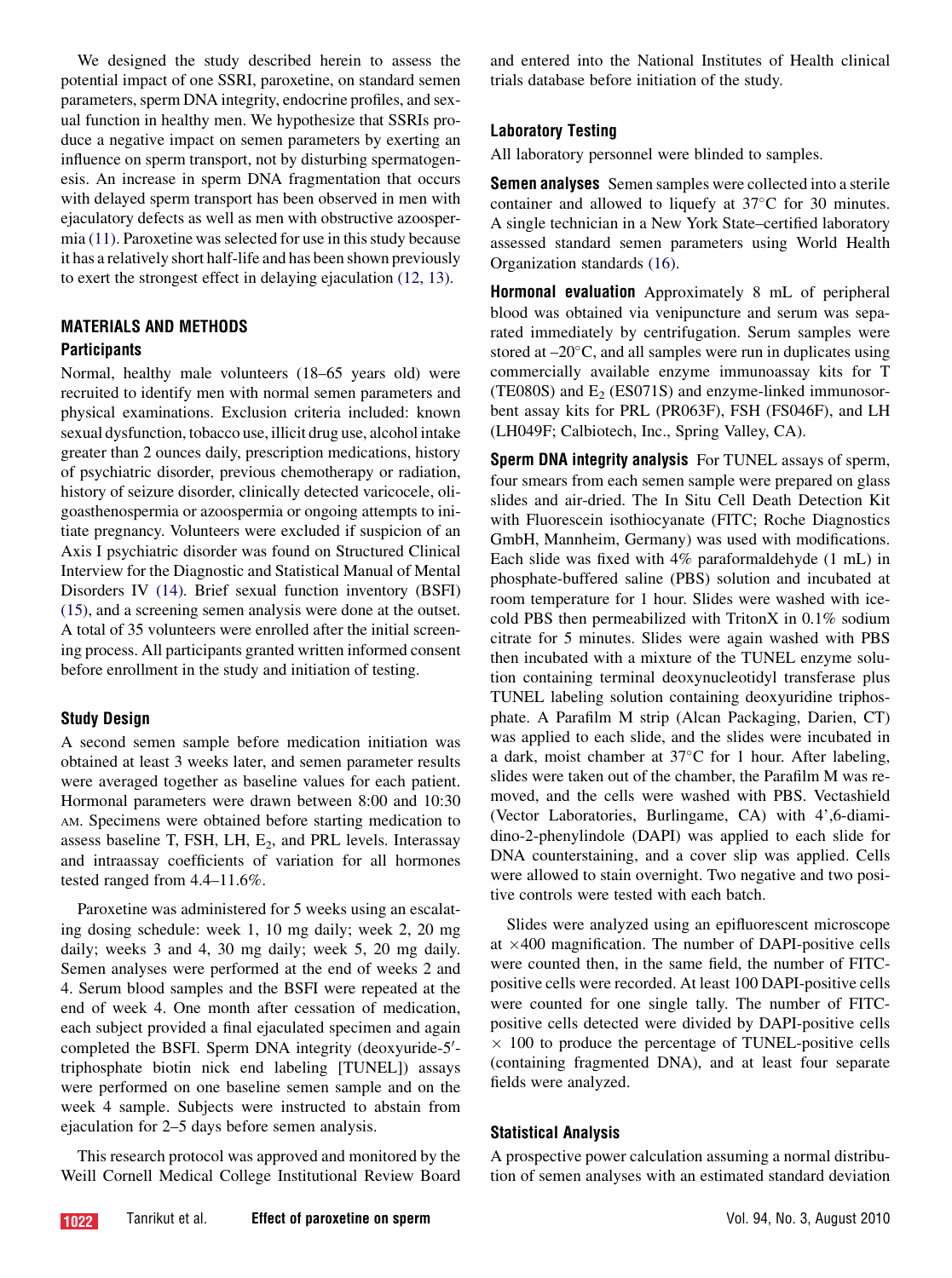We designed the study described herein to assess the potential impact of one SSRI, paroxetine, on standard semen parameters, sperm DNA integrity, endocrine profiles, and sexual function in healthy men. We hypothesize that SSRIs produce a negative impact on semen parameters by exerting an influence on sperm transport, not by disturbing spermatogenesis. An increase in sperm DNA fragmentation that occurs with delayed sperm transport has been observed in men with ejaculatory defects as well as men with obstructive azoospermia (11). Paroxetine was selected for use in this study because it has a relatively short half-life and has been shown previously to exert the strongest effect in delaying ejaculation (12, 13).

## MATERIALS AND METHODS

### Participants

Normal, healthy male volunteers (18–65 years old) were recruited to identify men with normal semen parameters and physical examinations. Exclusion criteria included: known sexual dysfunction, tobacco use, illicit drug use, alcohol intake greater than 2 ounces daily, prescription medications, history of psychiatric disorder, previous chemotherapy or radiation, history of seizure disorder, clinically detected varicocele, oligoasthenospermia or azoospermia or ongoing attempts to initiate pregnancy. Volunteers were excluded if suspicion of an Axis I psychiatric disorder was found on Structured Clinical Interview for the Diagnostic and Statistical Manual of Mental Disorders IV (14). Brief sexual function inventory (BSFI) (15), and a screening semen analysis were done at the outset. A total of 35 volunteers were enrolled after the initial screening process. All participants granted written informed consent before enrollment in the study and initiation of testing.

### Study Design

A second semen sample before medication initiation was obtained at least 3 weeks later, and semen parameter results were averaged together as baseline values for each patient. Hormonal parameters were drawn between 8:00 and 10:30 AM. Specimens were obtained before starting medication to assess baseline T, FSH, LH, $E_2$, and PRL levels. Interassay and intraassay coefficients of variation for all hormones tested ranged from 4.4–11.6%.

Paroxetine was administered for 5 weeks using an escalating dosing schedule: week 1, 10 mg daily; week 2, 20 mg daily; weeks 3 and 4, 30 mg daily; week 5, 20 mg daily. Semen analyses were performed at the end of weeks 2 and 4. Serum blood samples and the BSFI were repeated at the end of week 4. One month after cessation of medication, each subject provided a final ejaculated specimen and again completed the BSFI. Sperm DNA integrity (deoxyuride-5′-triphosphate biotin nick end labeling [TUNEL]) assays were performed on one baseline semen sample and on the week 4 sample. Subjects were instructed to abstain from ejaculation for 2–5 days before semen analysis.

This research protocol was approved and monitored by the Weill Cornell Medical College Institutional Review Board and entered into the National Institutes of Health clinical trials database before initiation of the study.

### Laboratory Testing

All laboratory personnel were blinded to samples.

**Semen analyses** Semen samples were collected into a sterile container and allowed to liquefy at 37°C for 30 minutes. A single technician in a New York State–certified laboratory assessed standard semen parameters using World Health Organization standards (16).

**Hormonal evaluation** Approximately 8 mL of peripheral blood was obtained via venipuncture and serum was separated immediately by centrifugation. Serum samples were stored at –20°C, and all samples were run in duplicates using commercially available enzyme immunoassay kits for T (TE080S) and $E_2$ (ES071S) and enzyme-linked immunosorbent assay kits for PRL (PR063F), FSH (FS046F), and LH (LH049F; Calbiotech, Inc., Spring Valley, CA).

**Sperm DNA integrity analysis** For TUNEL assays of sperm, four smears from each semen sample were prepared on glass slides and air-dried. The In Situ Cell Death Detection Kit with Fluorescein isothiocyanate (FITC; Roche Diagnostics GmbH, Mannheim, Germany) was used with modifications. Each slide was fixed with 4% paraformaldehyde (1 mL) in phosphate-buffered saline (PBS) solution and incubated at room temperature for 1 hour. Slides were washed with ice-cold PBS then permeabilized with TritonX in 0.1% sodium citrate for 5 minutes. Slides were again washed with PBS then incubated with a mixture of the TUNEL enzyme solution containing terminal deoxynucleotidyl transferase plus TUNEL labeling solution containing deoxyuridine triphosphate. A Parafilm M strip (Alcan Packaging, Darien, CT) was applied to each slide, and the slides were incubated in a dark, moist chamber at 37°C for 1 hour. After labeling, slides were taken out of the chamber, the Parafilm M was removed, and the cells were washed with PBS. Vectashield (Vector Laboratories, Burlingame, CA) with 4',6-diamidino-2-phenylindole (DAPI) was applied to each slide for DNA counterstaining, and a cover slip was applied. Cells were allowed to stain overnight. Two negative and two positive controls were tested with each batch.

Slides were analyzed using an epifluorescent microscope at $\times 400$ magnification. The number of DAPI-positive cells were counted then, in the same field, the number of FITC-positive cells were recorded. At least 100 DAPI-positive cells were counted for one single tally. The number of FITC-positive cells detected were divided by DAPI-positive cells $\times$ 100 to produce the percentage of TUNEL-positive cells (containing fragmented DNA), and at least four separate fields were analyzed.

### Statistical Analysis

A prospective power calculation assuming a normal distribution of semen analyses with an estimated standard deviation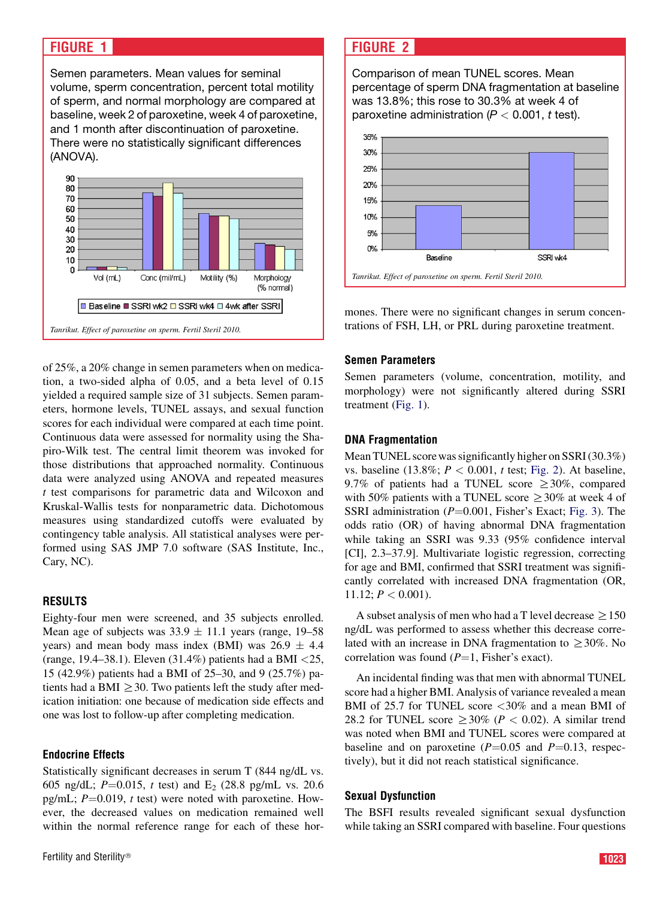## FIGURE 1

Semen parameters. Mean values for seminal volume, sperm concentration, percent total motility of sperm, and normal morphology are compared at baseline, week 2 of paroxetine, week 4 of paroxetine, and 1 month after discontinuation of paroxetine. There were no statistically significant differences (ANOVA).

*Tanrikut. Effect of paroxetine on sperm. Fertil Steril 2010.*

## FIGURE 2

Comparison of mean TUNEL scores. Mean percentage of sperm DNA fragmentation at baseline was 13.8%; this rose to 30.3% at week 4 of paroxetine administration ($P < 0.001$, $t$ test).

*Tanrikut. Effect of paroxetine on sperm. Fertil Steril 2010.*

of 25%, a 20% change in semen parameters when on medication, a two-sided alpha of 0.05, and a beta level of 0.15 yielded a required sample size of 31 subjects. Semen parameters, hormone levels, TUNEL assays, and sexual function scores for each individual were compared at each time point. Continuous data were assessed for normality using the Shapiro-Wilk test. The central limit theorem was invoked for those distributions that approached normality. Continuous data were analyzed using ANOVA and repeated measures $t$ test comparisons for parametric data and Wilcoxon and Kruskal-Wallis tests for nonparametric data. Dichotomous measures using standardized cutoffs were evaluated by contingency table analysis. All statistical analyses were performed using SAS JMP 7.0 software (SAS Institute, Inc., Cary, NC).

## RESULTS

Eighty-four men were screened, and 35 subjects enrolled. Mean age of subjects was 33.9 ± 11.1 years (range, 19–58 years) and mean body mass index (BMI) was 26.9 ± 4.4 (range, 19.4–38.1). Eleven (31.4%) patients had a BMI <25, 15 (42.9%) patients had a BMI of 25–30, and 9 (25.7%) patients had a BMI ≥30. Two patients left the study after medication initiation: one because of medication side effects and one was lost to follow-up after completing medication.

### Endocrine Effects

Statistically significant decreases in serum T (844 ng/dL vs. 605 ng/dL; $P$=0.015, $t$ test) and $E_2$ (28.8 pg/mL vs. 20.6 pg/mL; $P$=0.019, $t$ test) were noted with paroxetine. However, the decreased values on medication remained well within the normal reference range for each of these hormones. There were no significant changes in serum concentrations of FSH, LH, or PRL during paroxetine treatment.

### Semen Parameters

Semen parameters (volume, concentration, motility, and morphology) were not significantly altered during SSRI treatment (Fig. 1).

### DNA Fragmentation

Mean TUNEL score was significantly higher on SSRI (30.3%) vs. baseline (13.8%; $P < 0.001$, $t$ test; Fig. 2). At baseline, 9.7% of patients had a TUNEL score ≥30%, compared with 50% patients with a TUNEL score ≥30% at week 4 of SSRI administration ($P$=0.001, Fisher's Exact; Fig. 3). The odds ratio (OR) of having abnormal DNA fragmentation while taking an SSRI was 9.33 (95% confidence interval [CI], 2.3–37.9). Multivariate logistic regression, correcting for age and BMI, confirmed that SSRI treatment was significantly correlated with increased DNA fragmentation (OR, 11.12; $P < 0.001$).

A subset analysis of men who had a T level decrease ≥150 ng/dL was performed to assess whether this decrease correlated with an increase in DNA fragmentation to ≥30%. No correlation was found ($P$=1, Fisher's exact).

An incidental finding was that men with abnormal TUNEL score had a higher BMI. Analysis of variance revealed a mean BMI of 25.7 for TUNEL score <30% and a mean BMI of 28.2 for TUNEL score ≥30% ($P < 0.02$). A similar trend was noted when BMI and TUNEL scores were compared at baseline and on paroxetine ($P$=0.05 and $P$=0.13, respectively), but it did not reach statistical significance.

### Sexual Dysfunction

The BSFI results revealed significant sexual dysfunction while taking an SSRI compared with baseline. Four questions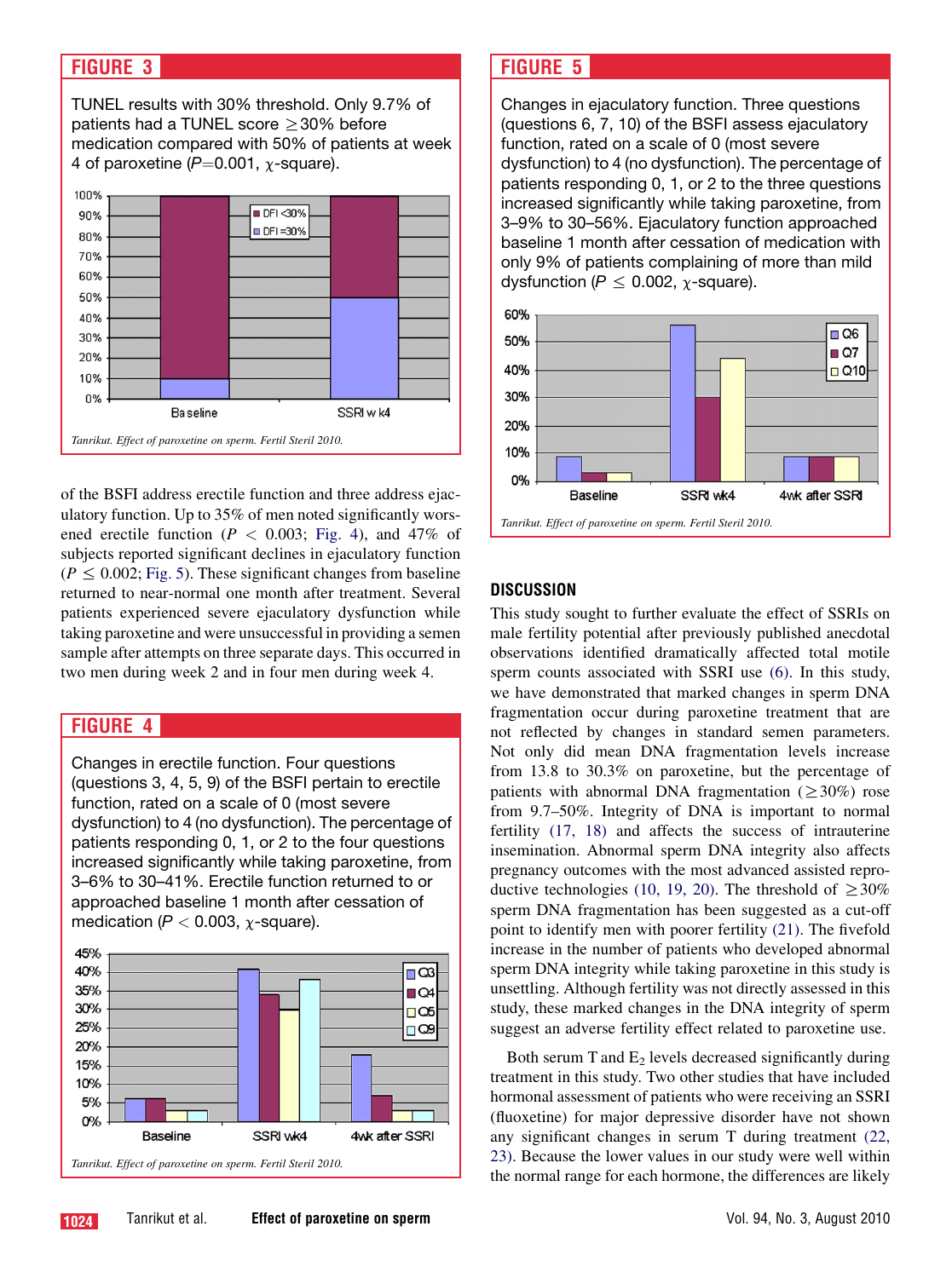## FIGURE 3

TUNEL results with 30% threshold. Only 9.7% of patients had a TUNEL score ≥30% before medication compared with 50% of patients at week 4 of paroxetine ($P=0.001$, $\chi$-square).

*Tanrikut. Effect of paroxetine on sperm. Fertil Steril 2010.*

of the BSFI address erectile function and three address ejaculatory function. Up to 35% of men noted significantly worsened erectile function ($P < 0.003$; Fig. 4), and 47% of subjects reported significant declines in ejaculatory function ($P \leq 0.002$; Fig. 5). These significant changes from baseline returned to near-normal one month after treatment. Several patients experienced severe ejaculatory dysfunction while taking paroxetine and were unsuccessful in providing a semen sample after attempts on three separate days. This occurred in two men during week 2 and in four men during week 4.

## FIGURE 4

Changes in erectile function. Four questions (questions 3, 4, 5, 9) of the BSFI pertain to erectile function, rated on a scale of 0 (most severe dysfunction) to 4 (no dysfunction). The percentage of patients responding 0, 1, or 2 to the four questions increased significantly while taking paroxetine, from 3–6% to 30–41%. Erectile function returned to or approached baseline 1 month after cessation of medication ($P < 0.003$, $\chi$-square).

*Tanrikut. Effect of paroxetine on sperm. Fertil Steril 2010.*

## FIGURE 5

Changes in ejaculatory function. Three questions (questions 6, 7, 10) of the BSFI assess ejaculatory function, rated on a scale of 0 (most severe dysfunction) to 4 (no dysfunction). The percentage of patients responding 0, 1, or 2 to the three questions increased significantly while taking paroxetine, from 3–9% to 30–56%. Ejaculatory function approached baseline 1 month after cessation of medication with only 9% of patients complaining of more than mild dysfunction ($P \leq 0.002$, $\chi$-square).

*Tanrikut. Effect of paroxetine on sperm. Fertil Steril 2010.*

## DISCUSSION

This study sought to further evaluate the effect of SSRIs on male fertility potential after previously published anecdotal observations identified dramatically affected total motile sperm counts associated with SSRI use (6). In this study, we have demonstrated that marked changes in sperm DNA fragmentation occur during paroxetine treatment that are not reflected by changes in standard semen parameters. Not only did mean DNA fragmentation levels increase from 13.8 to 30.3% on paroxetine, but the percentage of patients with abnormal DNA fragmentation (≥30%) rose from 9.7–50%. Integrity of DNA is important to normal fertility (17, 18) and affects the success of intrauterine insemination. Abnormal sperm DNA integrity also affects pregnancy outcomes with the most advanced assisted reproductive technologies (10, 19, 20). The threshold of ≥30% sperm DNA fragmentation has been suggested as a cut-off point to identify men with poorer fertility (21). The fivefold increase in the number of patients who developed abnormal sperm DNA integrity while taking paroxetine in this study is unsettling. Although fertility was not directly assessed in this study, these marked changes in the DNA integrity of sperm suggest an adverse fertility effect related to paroxetine use.

Both serum T and $E_2$ levels decreased significantly during treatment in this study. Two other studies that have included hormonal assessment of patients who were receiving an SSRI (fluoxetine) for major depressive disorder have not shown any significant changes in serum T during treatment (22, 23). Because the lower values in our study were well within the normal range for each hormone, the differences are likely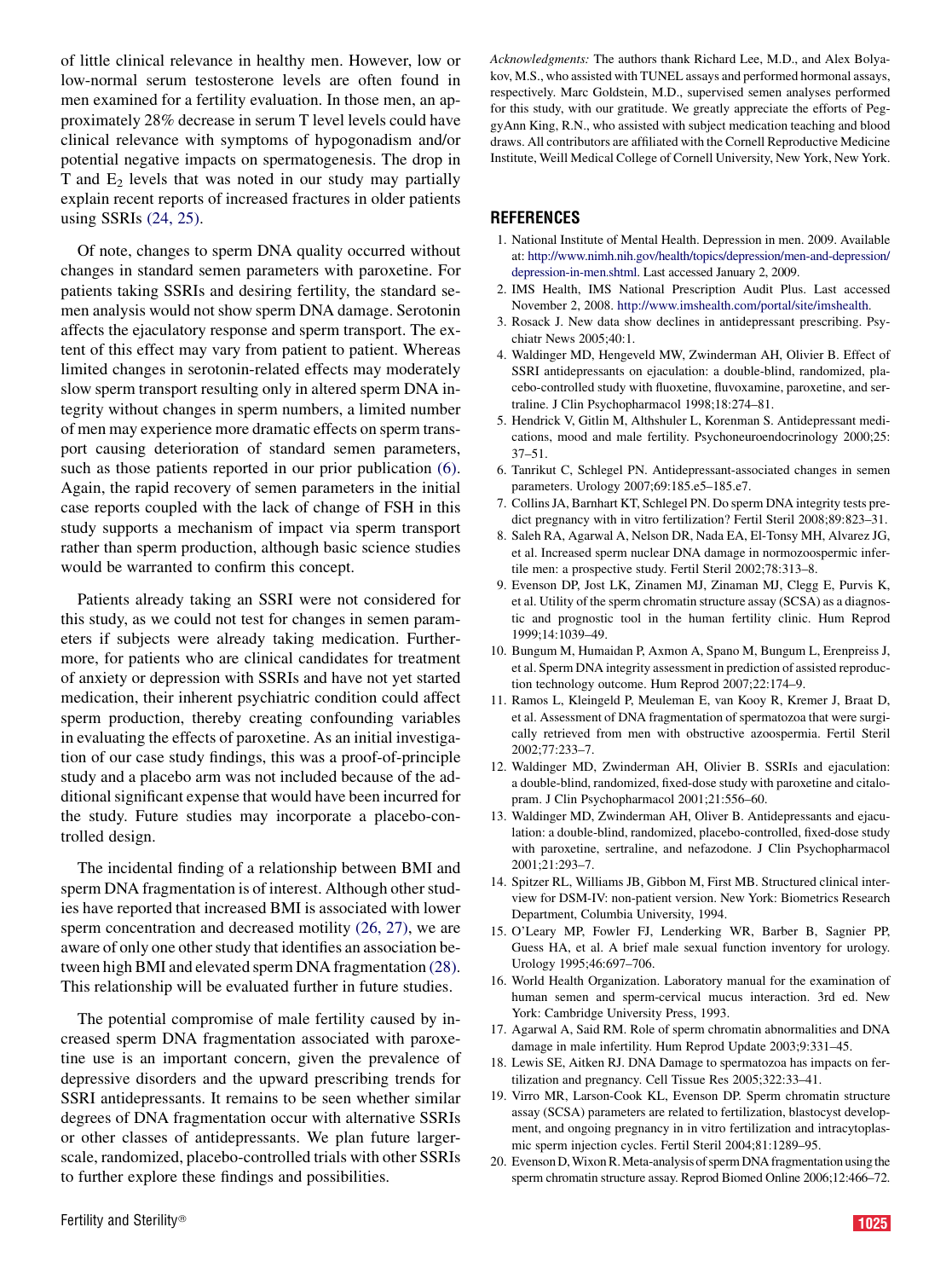of little clinical relevance in healthy men. However, low or low-normal serum testosterone levels are often found in men examined for a fertility evaluation. In those men, an approximately 28% decrease in serum T level levels could have clinical relevance with symptoms of hypogonadism and/or potential negative impacts on spermatogenesis. The drop in T and $E_2$ levels that was noted in our study may partially explain recent reports of increased fractures in older patients using SSRIs (24, 25).

Of note, changes to sperm DNA quality occurred without changes in standard semen parameters with paroxetine. For patients taking SSRIs and desiring fertility, the standard semen analysis would not show sperm DNA damage. Serotonin affects the ejaculatory response and sperm transport. The extent of this effect may vary from patient to patient. Whereas limited changes in serotonin-related effects may moderately slow sperm transport resulting only in altered sperm DNA integrity without changes in sperm numbers, a limited number of men may experience more dramatic effects on sperm transport causing deterioration of standard semen parameters, such as those patients reported in our prior publication (6). Again, the rapid recovery of semen parameters in the initial case reports coupled with the lack of change of FSH in this study supports a mechanism of impact via sperm transport rather than sperm production, although basic science studies would be warranted to confirm this concept.

Patients already taking an SSRI were not considered for this study, as we could not test for changes in semen parameters if subjects were already taking medication. Furthermore, for patients who are clinical candidates for treatment of anxiety or depression with SSRIs and have not yet started medication, their inherent psychiatric condition could affect sperm production, thereby creating confounding variables in evaluating the effects of paroxetine. As an initial investigation of our case study findings, this was a proof-of-principle study and a placebo arm was not included because of the additional significant expense that would have been incurred for the study. Future studies may incorporate a placebo-controlled design.

The incidental finding of a relationship between BMI and sperm DNA fragmentation is of interest. Although other studies have reported that increased BMI is associated with lower sperm concentration and decreased motility (26, 27), we are aware of only one other study that identifies an association between high BMI and elevated sperm DNA fragmentation (28). This relationship will be evaluated further in future studies.

The potential compromise of male fertility caused by increased sperm DNA fragmentation associated with paroxetine use is an important concern, given the prevalence of depressive disorders and the upward prescribing trends for SSRI antidepressants. It remains to be seen whether similar degrees of DNA fragmentation occur with alternative SSRIs or other classes of antidepressants. We plan future larger-scale, randomized, placebo-controlled trials with other SSRIs to further explore these findings and possibilities.

*Acknowledgments:* The authors thank Richard Lee, M.D., and Alex Bolyakov, M.S., who assisted with TUNEL assays and performed hormonal assays, respectively. Marc Goldstein, M.D., supervised semen analyses performed for this study, with our gratitude. We greatly appreciate the efforts of PeggyAnn King, R.N., who assisted with subject medication teaching and blood draws. All contributors are affiliated with the Cornell Reproductive Medicine Institute, Weill Medical College of Cornell University, New York, New York.

## REFERENCES

1. National Institute of Mental Health. Depression in men. 2009. Available at: http://www.nimh.nih.gov/health/topics/depression/men-and-depression/depression-in-men.shtml. Last accessed January 2, 2009.
2. IMS Health, IMS National Prescription Audit Plus. Last accessed November 2, 2008. http://www.imshealth.com/portal/site/imshealth.
3. Rosack J. New data show declines in antidepressant prescribing. Psychiatr News 2005;40:1.
4. Waldinger MD, Hengeveld MW, Zwinderman AH, Olivier B. Effect of SSRI antidepressants on ejaculation: a double-blind, randomized, placebo-controlled study with fluoxetine, fluvoxamine, paroxetine, and sertraline. J Clin Psychopharmacol 1998;18:274–81.
5. Hendrick V, Gitlin M, Althshuler L, Korenman S. Antidepressant medications, mood and male fertility. Psychoneuroendocrinology 2000;25: 37–51.
6. Tanrikut C, Schlegel PN. Antidepressant-associated changes in semen parameters. Urology 2007;69:185.e5–185.e7.
7. Collins JA, Barnhart KT, Schlegel PN. Do sperm DNA integrity tests predict pregnancy with in vitro fertilization? Fertil Steril 2008;89:823–31.
8. Saleh RA, Agarwal A, Nelson DR, Nada EA, El-Tonsy MH, Alvarez JG, et al. Increased sperm nuclear DNA damage in normozoospermic infertile men: a prospective study. Fertil Steril 2002;78:313–8.
9. Evenson DP, Jost LK, Zinamen MJ, Zinaman MJ, Clegg E, Purvis K, et al. Utility of the sperm chromatin structure assay (SCSA) as a diagnostic and prognostic tool in the human fertility clinic. Hum Reprod 1999;14:1039–49.
10. Bungum M, Humaidan P, Axmon A, Spano M, Bungum L, Erenpreiss J, et al. Sperm DNA integrity assessment in prediction of assisted reproduction technology outcome. Hum Reprod 2007;22:174–9.
11. Ramos L, Kleingeld P, Meuleman E, van Kooy R, Kremer J, Braat D, et al. Assessment of DNA fragmentation of spermatozoa that were surgically retrieved from men with obstructive azoospermia. Fertil Steril 2002;77:233–7.
12. Waldinger MD, Zwinderman AH, Olivier B. SSRIs and ejaculation: a double-blind, randomized, fixed-dose study with paroxetine and citalopram. J Clin Psychopharmacol 2001;21:556–60.
13. Waldinger MD, Zwinderman AH, Oliver B. Antidepressants and ejaculation: a double-blind, randomized, placebo-controlled, fixed-dose study with paroxetine, sertraline, and nefazodone. J Clin Psychopharmacol 2001;21:293–7.
14. Spitzer RL, Williams JB, Gibbon M, First MB. Structured clinical interview for DSM-IV: non-patient version. New York: Biometrics Research Department, Columbia University, 1994.
15. O'Leary MP, Fowler FJ, Lenderking WR, Barber B, Sagnier PP, Guess HA, et al. A brief male sexual function inventory for urology. Urology 1995;46:697–706.
16. World Health Organization. Laboratory manual for the examination of human semen and sperm-cervical mucus interaction. 3rd ed. New York: Cambridge University Press, 1993.
17. Agarwal A, Said RM. Role of sperm chromatin abnormalities and DNA damage in male infertility. Hum Reprod Update 2003;9:331–45.
18. Lewis SE, Aitken RJ. DNA Damage to spermatozoa has impacts on fertilization and pregnancy. Cell Tissue Res 2005;322:33–41.
19. Virro MR, Larson-Cook KL, Evenson DP. Sperm chromatin structure assay (SCSA) parameters are related to fertilization, blastocyst development, and ongoing pregnancy in in vitro fertilization and intracytoplasmic sperm injection cycles. Fertil Steril 2004;81:1289–95.
20. Evenson D, Wixon R. Meta-analysis of sperm DNA fragmentation using the sperm chromatin structure assay. Reprod Biomed Online 2006;12:466–72.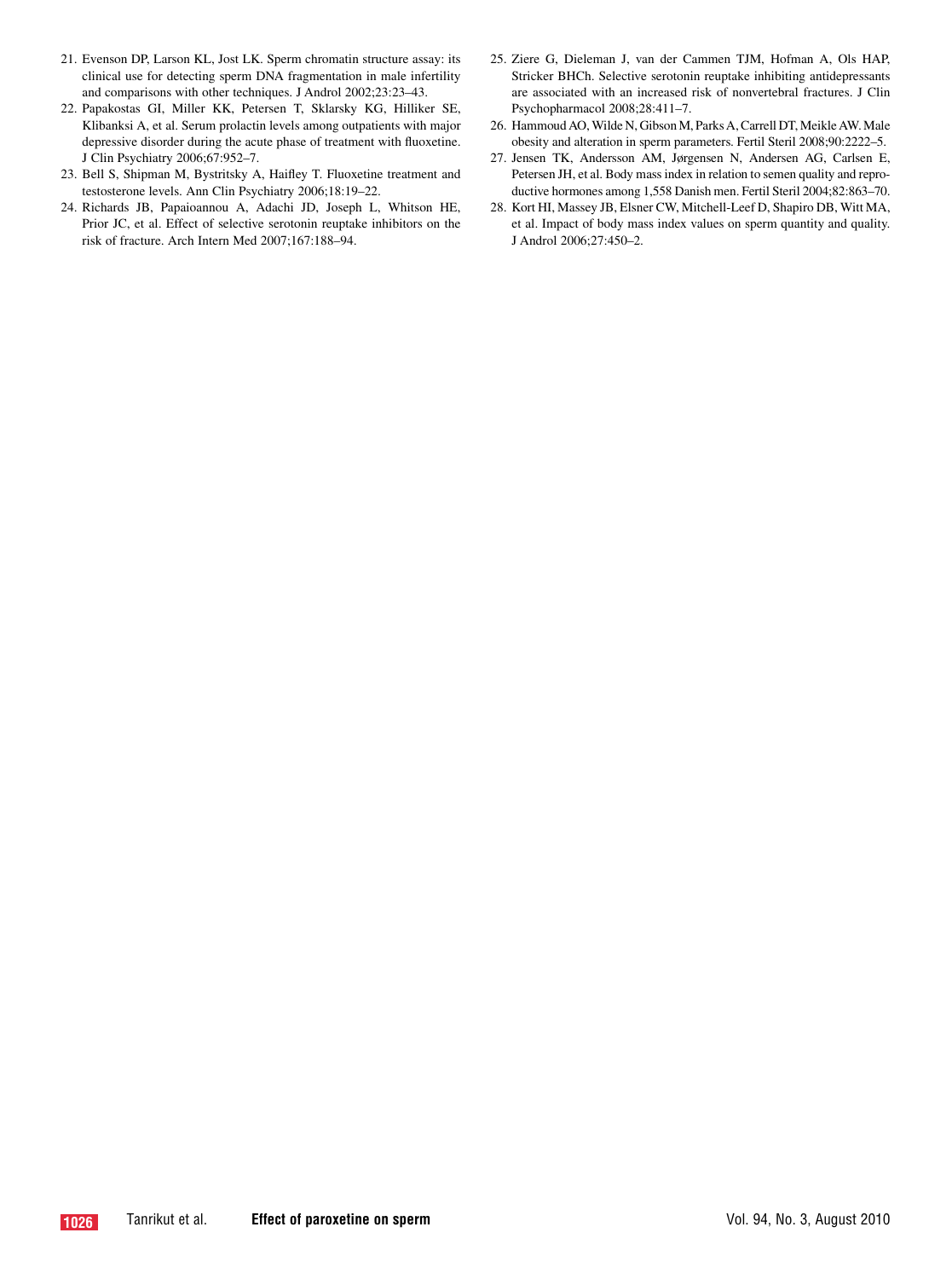21. Evenson DP, Larson KL, Jost LK. Sperm chromatin structure assay: its clinical use for detecting sperm DNA fragmentation in male infertility and comparisons with other techniques. J Androl 2002;23:23–43.
22. Papakostas GI, Miller KK, Petersen T, Sklarsky KG, Hilliker SE, Klibanksi A, et al. Serum prolactin levels among outpatients with major depressive disorder during the acute phase of treatment with fluoxetine. J Clin Psychiatry 2006;67:952–7.
23. Bell S, Shipman M, Bystritsky A, Haifley T. Fluoxetine treatment and testosterone levels. Ann Clin Psychiatry 2006;18:19–22.
24. Richards JB, Papaioannou A, Adachi JD, Joseph L, Whitson HE, Prior JC, et al. Effect of selective serotonin reuptake inhibitors on the risk of fracture. Arch Intern Med 2007;167:188–94.
25. Ziere G, Dieleman J, van der Cammen TJM, Hofman A, Ols HAP, Stricker BHCh. Selective serotonin reuptake inhibiting antidepressants are associated with an increased risk of nonvertebral fractures. J Clin Psychopharmacol 2008;28:411–7.
26. Hammoud AO, Wilde N, Gibson M, Parks A, Carrell DT, Meikle AW. Male obesity and alteration in sperm parameters. Fertil Steril 2008;90:2222–5.
27. Jensen TK, Andersson AM, Jørgensen N, Andersen AG, Carlsen E, Petersen JH, et al. Body mass index in relation to semen quality and reproductive hormones among 1,558 Danish men. Fertil Steril 2004;82:863–70.
28. Kort HI, Massey JB, Elsner CW, Mitchell-Leef D, Shapiro DB, Witt MA, et al. Impact of body mass index values on sperm quantity and quality. J Androl 2006;27:450–2.